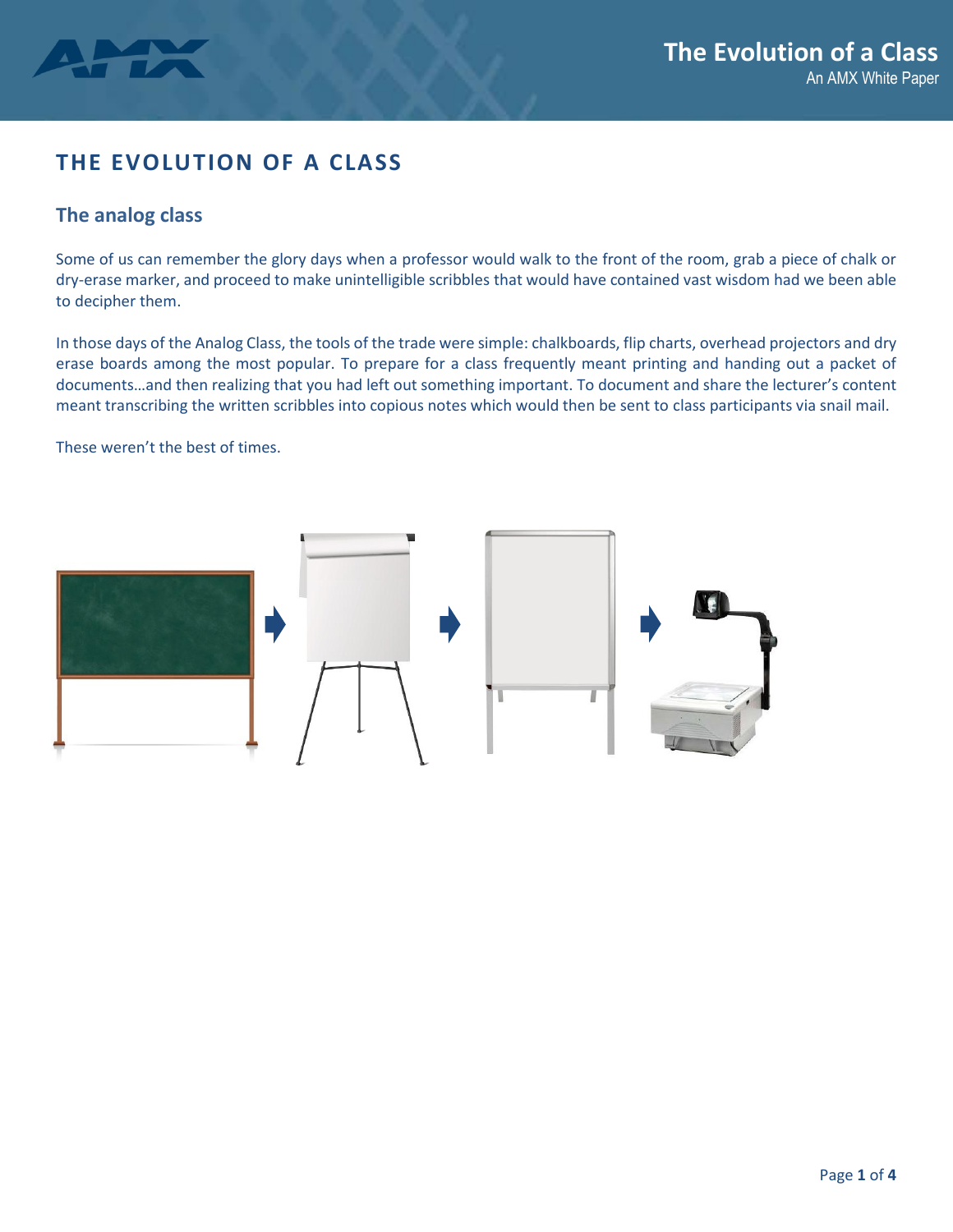# THE EVOLUTION OF A CLASS

## The analog class

Some of us can remember the glory days when a professor would walk to the front of the room, grab a piece of chalk or dry-erase marker, and proceed to make unintelligible scribbles that would have contained vast wisdom had we been able to decipher them.

In those days of the Analog Class, the tools of the trade were simple: chalkboards, flip charts, overhead projectors and dry erase boards among the most popular. To prepare for a class frequently meant printing and handing out a packet of documents…and then realizing that you had left out something important. To document and share the lecturer's content meant transcribing the written scribbles into copious notes which would then be sent to class participants via snail mail.

These weren't the best of times.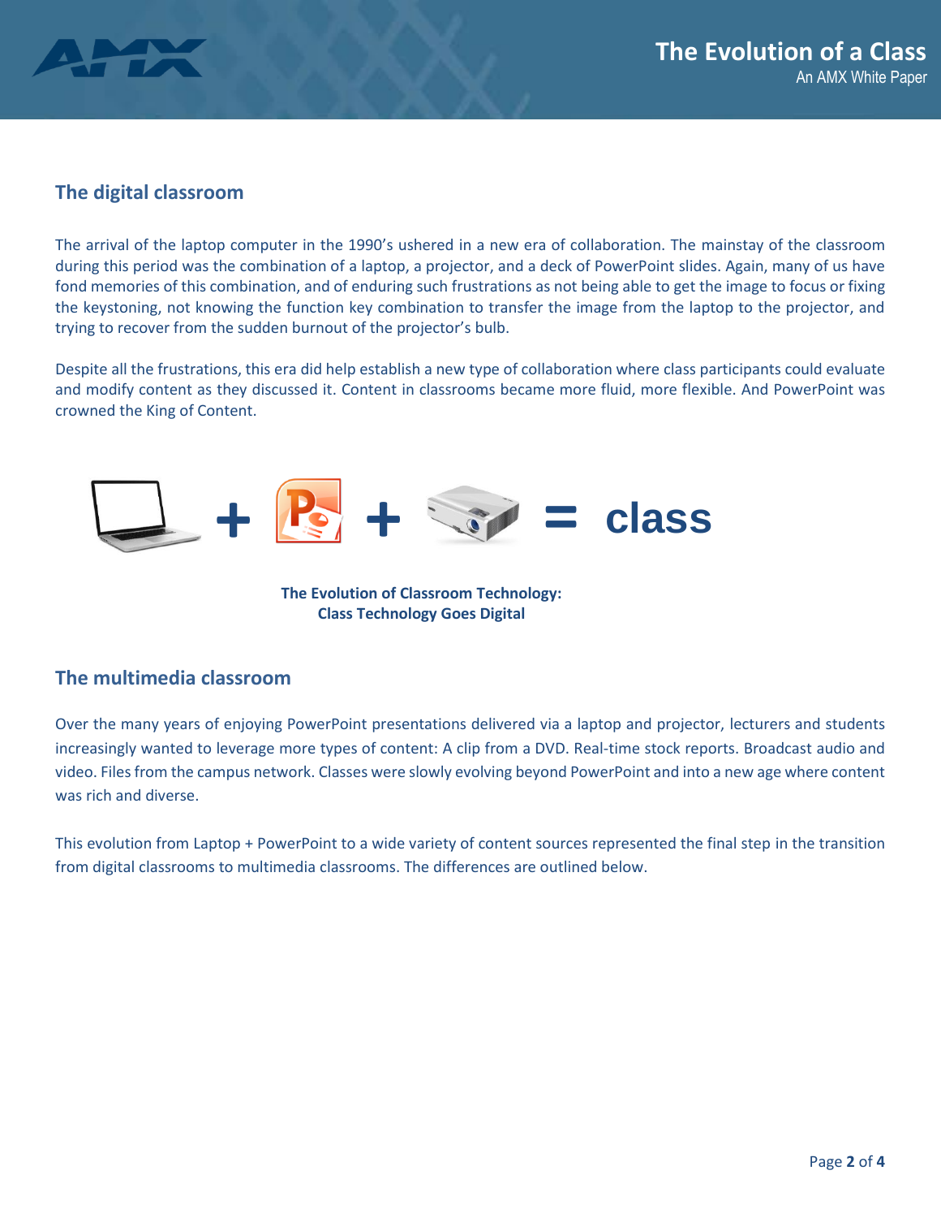## The digital classroom

The arrival of the laptop computer in the 1990's ushered in a new era of collaboration. The mainstay of the classroom during this period was the combination of a laptop, a projector, and a deck of PowerPoint slides. Again, many of us have fond memories of this combination, and of enduring such frustrations as not being able to get the image to focus or fixing the keystoning, not knowing the function key combination to transfer the image from the laptop to the projector, and trying to recover from the sudden burnout of the projector's bulb.

Despite all the frustrations, this era did help establish a new type of collaboration where class participants could evaluate and modify content as they discussed it. Content in classrooms became more fluid, more flexible. And PowerPoint was crowned the King of Content.

+ + = class

**The Evolution of Classroom Technology:**
**Class Technology Goes Digital**

## The multimedia classroom

Over the many years of enjoying PowerPoint presentations delivered via a laptop and projector, lecturers and students increasingly wanted to leverage more types of content: A clip from a DVD. Real-time stock reports. Broadcast audio and video. Files from the campus network. Classes were slowly evolving beyond PowerPoint and into a new age where content was rich and diverse.

This evolution from Laptop + PowerPoint to a wide variety of content sources represented the final step in the transition from digital classrooms to multimedia classrooms. The differences are outlined below.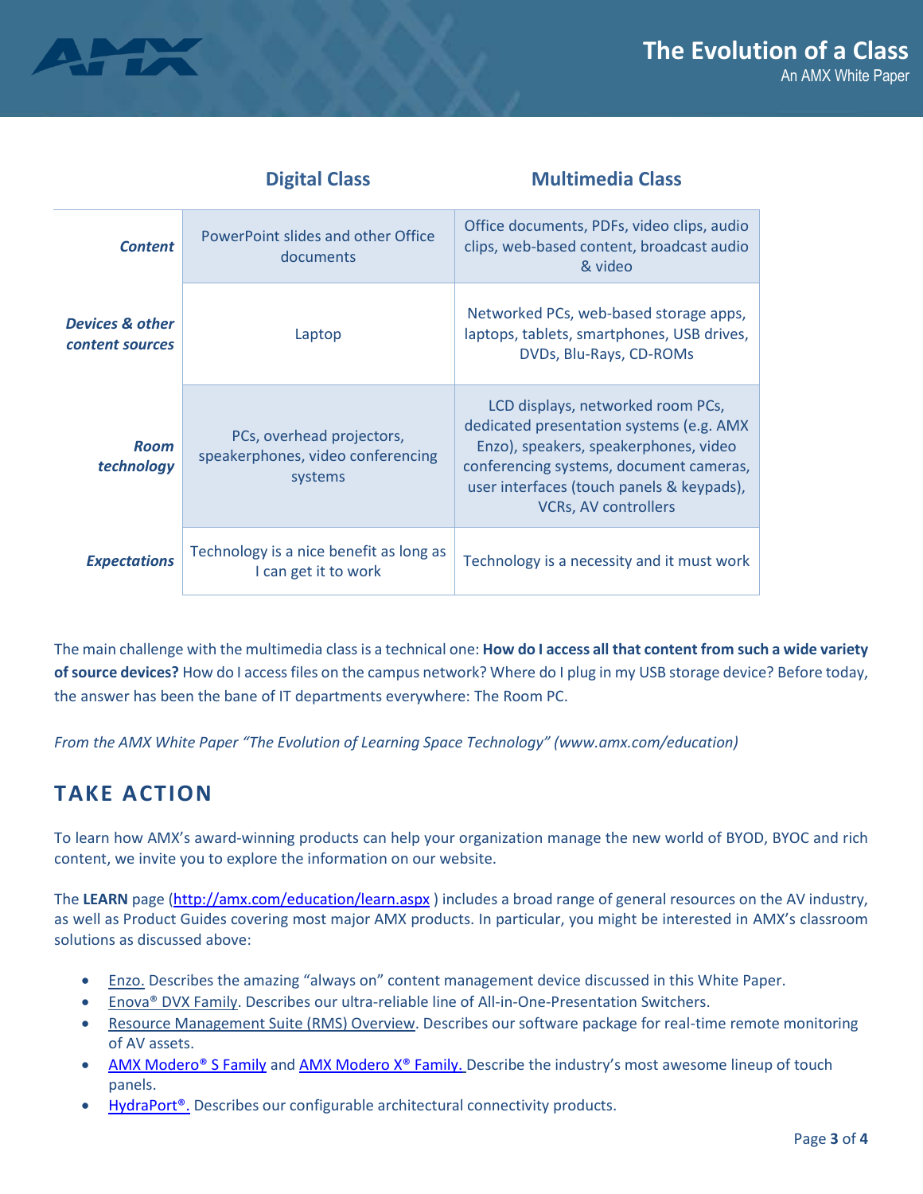| | Digital Class | Multimedia Class |
|---|---|---|
| ***Content*** | PowerPoint slides and other Office documents | Office documents, PDFs, video clips, audio clips, web-based content, broadcast audio & video |
| ***Devices & other content sources*** | Laptop | Networked PCs, web-based storage apps, laptops, tablets, smartphones, USB drives, DVDs, Blu-Rays, CD-ROMs |
| ***Room technology*** | PCs, overhead projectors, speakerphones, video conferencing systems | LCD displays, networked room PCs, dedicated presentation systems (e.g. AMX Enzo), speakers, speakerphones, video conferencing systems, document cameras, user interfaces (touch panels & keypads), VCRs, AV controllers |
| ***Expectations*** | Technology is a nice benefit as long as I can get it to work | Technology is a necessity and it must work |

The main challenge with the multimedia class is a technical one: **How do I access all that content from such a wide variety of source devices?** How do I access files on the campus network? Where do I plug in my USB storage device? Before today, the answer has been the bane of IT departments everywhere: The Room PC.

*From the AMX White Paper "The Evolution of Learning Space Technology" (www.amx.com/education)*

## TAKE ACTION

To learn how AMX's award-winning products can help your organization manage the new world of BYOD, BYOC and rich content, we invite you to explore the information on our website.

The **LEARN** page (http://amx.com/education/learn.aspx ) includes a broad range of general resources on the AV industry, as well as Product Guides covering most major AMX products. In particular, you might be interested in AMX's classroom solutions as discussed above:

- Enzo. Describes the amazing "always on" content management device discussed in this White Paper.
- Enova® DVX Family. Describes our ultra-reliable line of All-in-One-Presentation Switchers.
- Resource Management Suite (RMS) Overview. Describes our software package for real-time remote monitoring of AV assets.
- AMX Modero® S Family and AMX Modero X® Family. Describe the industry's most awesome lineup of touch panels.
- HydraPort®. Describes our configurable architectural connectivity products.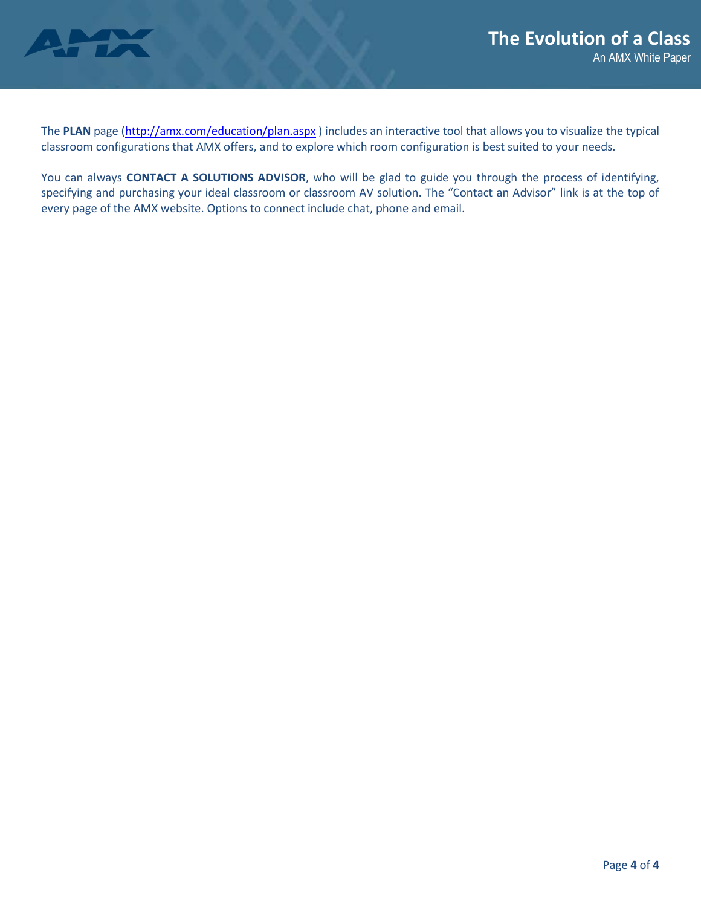The **PLAN** page (http://amx.com/education/plan.aspx ) includes an interactive tool that allows you to visualize the typical classroom configurations that AMX offers, and to explore which room configuration is best suited to your needs.

You can always **CONTACT A SOLUTIONS ADVISOR**, who will be glad to guide you through the process of identifying, specifying and purchasing your ideal classroom or classroom AV solution. The "Contact an Advisor" link is at the top of every page of the AMX website. Options to connect include chat, phone and email.